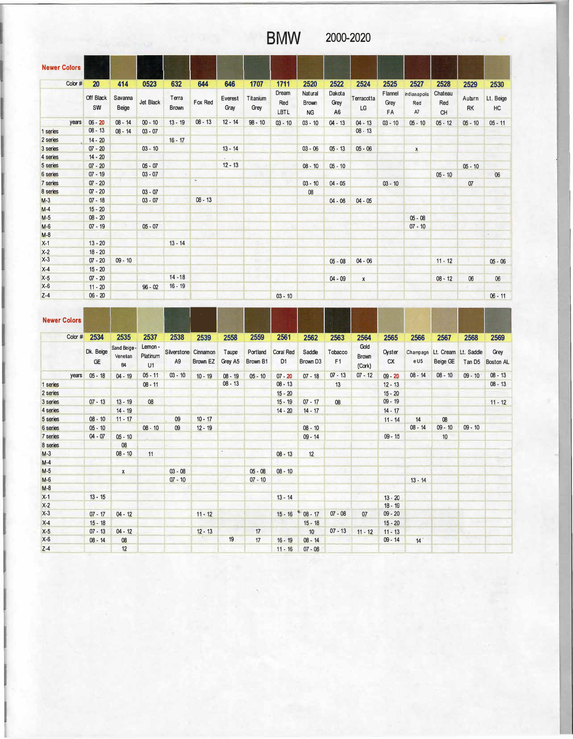# BMW 2000-2020

**Newer Colors**

| Color # | 20 | 414 | 0523 | 632 | 644 | 646 | 1707 | 1711 | 2520 | 2522 | 2524 | 2525 | 2527 | 2528 | 2529 | 2530 |
|---|---|---|---|---|---|---|---|---|---|---|---|---|---|---|---|---|
| | Off Black SW | Savanna Beige | Jet Black | Terra Brown | Fox Red | Everest Gray | Titanium Grey | Dream Red LBTL | Natural Brown NG | Dakota Grey A6 | Terracotta LG | Flannel Grey FA | Indianapolis Red A7 | Chateau Red CH | Auburn RK | Lt. Beige HC |
| years | 06 - 20 | 08 - 14 | 00 - 10 | 13 - 19 | 08 - 13 | 12 - 14 | 98 - 10 | 03 - 10 | 03 - 10 | 04 - 13 | 04 - 13 | 03 - 10 | 05 - 10 | 05 - 12 | 05 - 10 | 05 - 11 |
| 1 series | 08 - 13 | 08 - 14 | 03 - 07 | | | | | | | | 08 - 13 | | | | | |
| 2 series | 14 - 20 | | | 16 - 17 | | | | | | | | | | | | |
| 3 series | 07 - 20 | | 03 - 10 | | | 13 - 14 | | | 03 - 06 | 05 - 13 | 05 - 06 | | x | | | |
| 4 series | 14 - 20 | | | | | | | | | | | | | | | |
| 5 series | 07 - 20 | | 05 - 07 | | | 12 - 13 | | | 08 - 10 | 05 - 10 | | | | | 05 - 10 | |
| 6 series | 07 - 19 | | 03 - 07 | | | | | | | | | | | 05 - 10 | | 06 |
| 7 series | 07 - 20 | | | | | | | | 03 - 10 | 04 - 05 | | 03 - 10 | | | 07 | |
| 8 series | 07 - 20 | | 03 - 07 | | | | | | 08 | | | | | | | |
| M-3 | 07 - 18 | | 03 - 07 | | 08 - 13 | | | | | 04 - 06 | 04 - 05 | | | | | |
| M-4 | 15 - 20 | | | | | | | | | | | | | | | |
| M-5 | 08 - 20 | | | | | | | | | | | | 05 - 08 | | | |
| M-6 | 07 - 19 | | 05 - 07 | | | | | | | | | | 07 - 10 | | | |
| M-8 | | | | | | | | | | | | | | | | |
| X-1 | 13 - 20 | | | 13 - 14 | | | | | | | | | | | | |
| X-2 | 18 - 20 | | | | | | | | | | | | | | | |
| X-3 | 07 - 20 | 09 - 10 | | | | | | | | 05 - 08 | 04 - 06 | | | 11 - 12 | | 05 - 06 |
| X-4 | 15 - 20 | | | | | | | | | | | | | | | |
| X-5 | 07 - 20 | | | 14 - 18 | | | | | | 04 - 09 | x | | | 08 - 12 | 06 | 06 |
| X-6 | 11 - 20 | | 96 - 02 | 16 - 19 | | | | | | | | | | | | |
| Z-4 | 06 - 20 | | | | | | | 03 - 10 | | | | | | | | 06 - 11 |

**Newer Colors**

| Color # | 2534 | 2535 | 2537 | 2538 | 2539 | 2558 | 2559 | 2561 | 2562 | 2563 | 2564 | 2565 | 2566 | 2567 | 2568 | 2569 |
|---|---|---|---|---|---|---|---|---|---|---|---|---|---|---|---|---|
| | Dk. Beige GE | Sand Beige - Venetian B4 | Lemon - Platinum U1 | Silverstone A9 | Cinnamon Brown EZ | Taupe Grey A5 | Portland Brown B1 | Coral Red D1 | Saddle Brown D3 | Tobacco F1 | Gold Brown (Cork) | Oyster CX | Champagne U5 | Lt. Cream Beige GE | Lt. Saddle Tan D5 | Grey Boston AL |
| years | 05 - 18 | 04 - 19 | 05 - 11 | 03 - 10 | 10 - 19 | 08 - 19 | 05 - 10 | 07 - 20 | 07 - 18 | 07 - 13 | 07 - 12 | 09 - 20 | 08 - 14 | 08 - 10 | 09 - 10 | 08 - 13 |
| 1 series | | | 08 - 11 | | | 08 - 13 | | 08 - 13 | | 13 | | 12 - 13 | | | | 08 - 13 |
| 2 series | | | | | | | | 15 - 20 | | | | 15 - 20 | | | | |
| 3 series | 07 - 13 | 13 - 19 | 08 | | | | | 15 - 19 | 07 - 17 | 08 | | 09 - 19 | | | | 11 - 12 |
| 4 series | | 14 - 19 | | | | | | 14 - 20 | 14 - 17 | | | 14 - 17 | | | | |
| 5 series | 08 - 10 | 11 - 17 | | 09 | 10 - 17 | | | | | | | 11 - 14 | 14 | 08 | | |
| 6 series | 05 - 10 | | 08 - 10 | 09 | 12 - 19 | | | | 08 - 10 | | | | 08 - 14 | 09 - 10 | 09 - 10 | |
| 7 series | 04 - 07 | 05 - 10 | | | | | | | 09 - 14 | | | 09 - 15 | | 10 | | |
| 8 series | | 08 | | | | | | | | | | | | | | |
| M-3 | | 08 - 10 | 11 | | | | | 08 - 13 | 12 | | | | | | | |
| M-4 | | | | | | | | | | | | | | | | |
| M-5 | | x | | 03 - 08 | | | 05 - 08 | 08 - 10 | | | | | | | | |
| M-6 | | | | 07 - 10 | | | 07 - 10 | | | | | | 13 - 14 | | | |
| M-8 | | | | | | | | | | | | | | | | |
| X-1 | 13 - 15 | | | | | | | 13 - 14 | | | | 13 - 20 | | | | |
| X-2 | | | | | | | | | | | | 18 - 19 | | | | |
| X-3 | 07 - 17 | 04 - 12 | | | 11 - 12 | | | 15 - 16 | 08 - 17 | 07 - 08 | 07 | 09 - 20 | | | | |
| X-4 | 15 - 18 | | | | | | | | 15 - 18 | | | 15 - 20 | | | | |
| X-5 | 07 - 13 | 04 - 12 | | | 12 - 13 | | 17 | | 10 | 07 - 13 | 11 - 12 | 11 - 13 | | | | |
| X-6 | 08 - 14 | 08 | | | | 19 | 17 | 16 - 19 | 08 - 14 | | | 09 - 14 | 14 | | | |
| Z-4 | | 12 | | | | | | 11 - 16 | 07 - 08 | | | | | | | |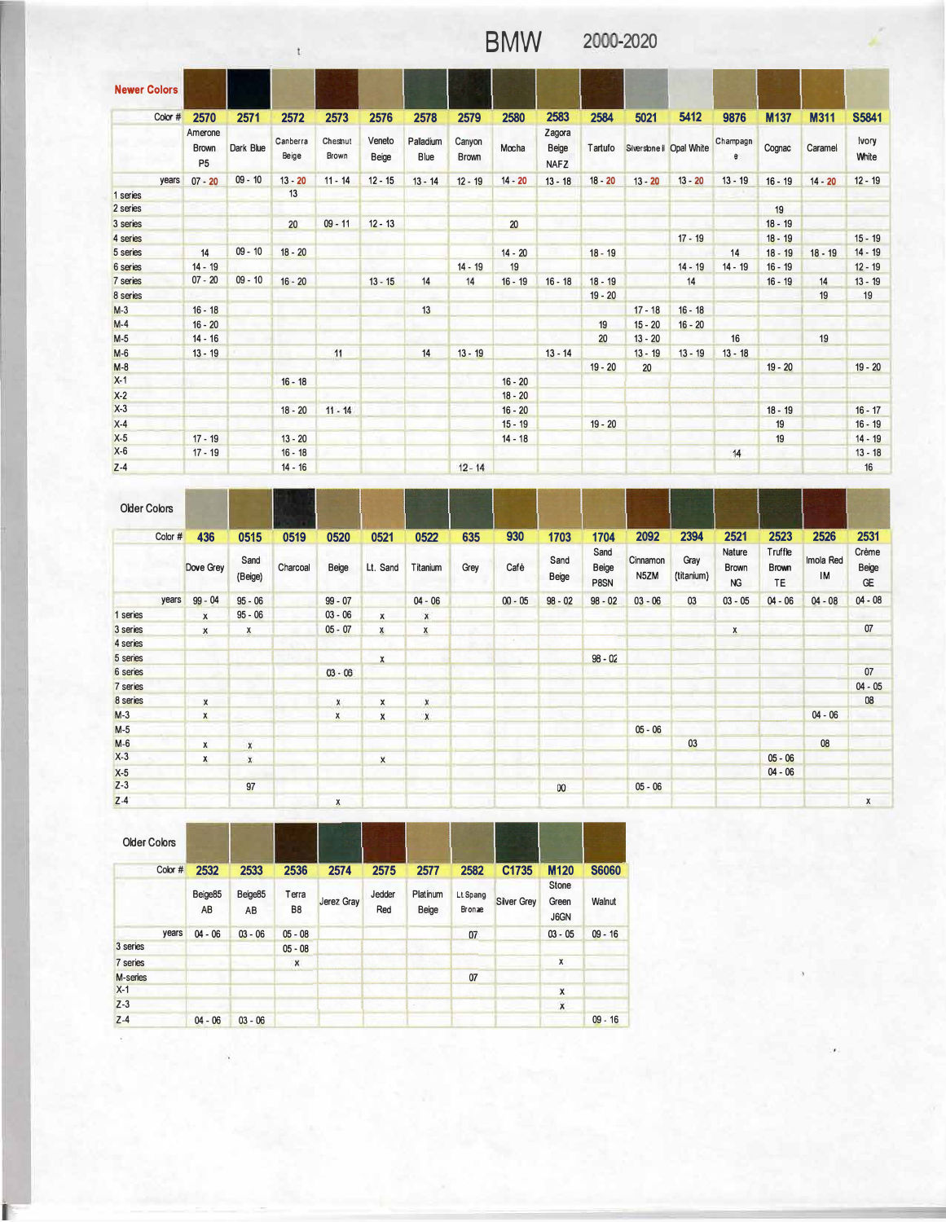# BMW 2000-2020

**Newer Colors**

| Color # | 2570 | 2571 | 2572 | 2573 | 2576 | 2578 | 2579 | 2580 | 2583 | 2584 | 5021 | 5412 | 9876 | M137 | M311 | S5841 |
|---|---|---|---|---|---|---|---|---|---|---|---|---|---|---|---|---|
| | Amerone Brown P5 | Dark Blue | Canberra Beige | Chestnut Brown | Veneto Beige | Palladium Blue | Canyon Brown | Mocha | Zagora Beige NAFZ | Tartufo | Silverstone II | Opal White | Champagne | Cognac | Caramel | Ivory White |
| years | 07 - 20 | 09 - 10 | 13 - 20 | 11 - 14 | 12 - 15 | 13 - 14 | 12 - 19 | 14 - 20 | 13 - 18 | 18 - 20 | 13 - 20 | 13 - 20 | 13 - 19 | 16 - 19 | 14 - 20 | 12 - 19 |
| 1 series | | | 13 | | | | | | | | | | | | | |
| 2 series | | | | | | | | | | | | | | 19 | | |
| 3 series | | | 20 | 09 - 11 | 12 - 13 | | | 20 | | | | | | 18 - 19 | | |
| 4 series | | | | | | | | | | | | 17 - 19 | | 18 - 19 | | 15 - 19 |
| 5 series | 14 | 09 - 10 | 18 - 20 | | | | | 14 - 20 | | 18 - 19 | | | 14 | 18 - 19 | 18 - 19 | 14 - 19 |
| 6 series | 14 - 19 | | | | | | 14 - 19 | 19 | | | | 14 - 19 | 14 - 19 | 16 - 19 | | 12 - 19 |
| 7 series | 07 - 20 | 09 - 10 | 16 - 20 | | 13 - 15 | 14 | 14 | 16 - 19 | 16 - 18 | 18 - 19 | | 14 | | 16 - 19 | 14 | 13 - 19 |
| 8 series | | | | | | | | | | 19 - 20 | | | | | 19 | 19 |
| M-3 | 16 - 18 | | | | | 13 | | | | | 17 - 18 | 16 - 18 | | | | |
| M-4 | 16 - 20 | | | | | | | | | 19 | 15 - 20 | 16 - 20 | | | | |
| M-5 | 14 - 16 | | | | | | | | | 20 | 13 - 20 | | 16 | | 19 | |
| M-6 | 13 - 19 | | | 11 | | 14 | 13 - 19 | | 13 - 14 | | 13 - 19 | 13 - 19 | 13 - 18 | | | |
| M-8 | | | | | | | | | | 19 - 20 | 20 | | | 19 - 20 | | 19 - 20 |
| X-1 | | | 16 - 18 | | | | | 16 - 20 | | | | | | | | |
| X-2 | | | | | | | | 18 - 20 | | | | | | | | |
| X-3 | | | 18 - 20 | 11 - 14 | | | | 16 - 20 | | | | | | 18 - 19 | | 16 - 17 |
| X-4 | | | | | | | | 15 - 19 | | 19 - 20 | | | | 19 | | 16 - 19 |
| X-5 | 17 - 19 | | 13 - 20 | | | | | 14 - 18 | | | | | | 19 | | 14 - 19 |
| X-6 | 17 - 19 | | 16 - 18 | | | | | | | | | | 14 | | | 13 - 18 |
| Z-4 | | | 14 - 16 | | | | 12 - 14 | | | | | | | | | 16 |

**Older Colors**

| Color # | 436 | 0515 | 0519 | 0520 | 0521 | 0522 | 635 | 930 | 1703 | 1704 | 2092 | 2394 | 2521 | 2523 | 2526 | 2531 |
|---|---|---|---|---|---|---|---|---|---|---|---|---|---|---|---|---|
| | Dove Grey | Sand (Beige) | Charcoal | Beige | Lt. Sand | Titanium | Grey | Café | Sand Beige | Sand Beige P8SN | Cinnamon N5ZM | Gray (titanium) | Nature Brown NG | Truffle Brown TE | Imola Red IM | Crème Beige GE |
| years | 99 - 04 | 95 - 06 | | 99 - 07 | | 04 - 06 | | 00 - 05 | 98 - 02 | 98 - 02 | 03 - 06 | 03 | 03 - 05 | 04 - 06 | 04 - 08 | 04 - 08 |
| 1 series | x | 95 - 06 | | 03 - 06 | x | x | | | | | | | | | | |
| 3 series | x | x | | 05 - 07 | x | x | | | | | | | x | | | 07 |
| 4 series | | | | | | | | | | | | | | | | |
| 5 series | | | | | x | | | | | 98 - 02 | | | | | | |
| 6 series | | | | 03 - 06 | | | | | | | | | | | | 07 |
| 7 series | | | | | | | | | | | | | | | | 04 - 05 |
| 8 series | x | | | x | x | x | | | | | | | | | | 08 |
| M-3 | x | | | x | x | x | | | | | | | | | 04 - 06 | |
| M-5 | | | | | | | | | | | 05 - 06 | | | | | |
| M-6 | x | x | | | | | | | | | | 03 | | | 08 | |
| X-3 | x | x | | | x | | | | | | | | | 05 - 06 | | |
| X-5 | | | | | | | | | | | | | | 04 - 06 | | |
| Z-3 | | 97 | | | | | | | 00 | | 05 - 06 | | | | | |
| Z-4 | | | | x | | | | | | | | | | | | x |

**Older Colors**

| Color # | 2532 | 2533 | 2536 | 2574 | 2575 | 2577 | 2582 | C1735 | M120 | S6060 |
|---|---|---|---|---|---|---|---|---|---|---|
| | Beige85 AB | Beige85 AB | Terra B8 | Jerez Gray | Jedder Red | Platinum Beige | Lt Spang Bronze | Silver Grey | Stone Green J6GN | Walnut |
| years | 04 - 06 | 03 - 06 | 05 - 08 | | | | 07 | | 03 - 05 | 09 - 16 |
| 3 series | | | 05 - 08 | | | | | | | |
| 7 series | | | x | | | | | | x | |
| M-series | | | | | | | 07 | | | |
| X-1 | | | | | | | | | x | |
| Z-3 | | | | | | | | | x | |
| Z-4 | 04 - 06 | 03 - 06 | | | | | | | | 09 - 16 |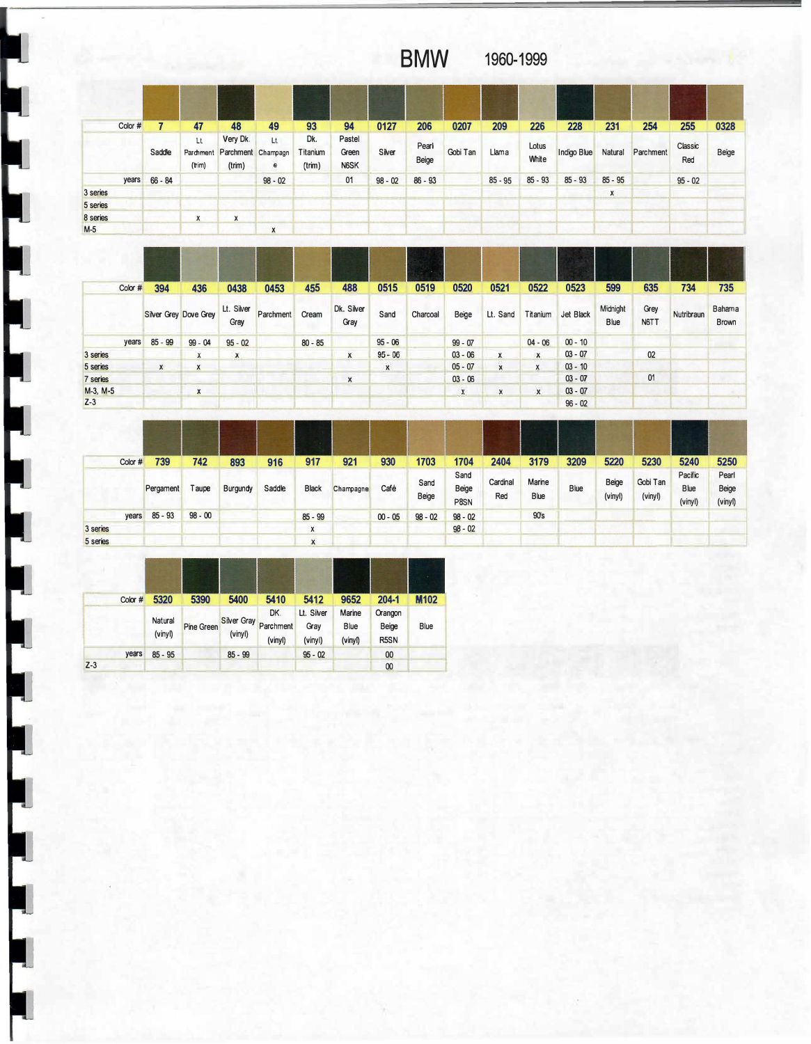# BMW 1960-1999

| Color # | 7 | 47 | 48 | 49 | 93 | 94 | 0127 | 206 | 0207 | 209 | 226 | 228 | 231 | 254 | 255 | 0328 |
|---|---|---|---|---|---|---|---|---|---|---|---|---|---|---|---|---|
| | Saddle | Lt. Parchment (trim) | Very Dk. Parchment (trim) | Lt. Champagne | Dk. Titanium (trim) | Pastel Green N6SK | Silver | Pearl Beige | Gobi Tan | Llama | Lotus White | Indigo Blue | Natural | Parchment | Classic Red | Beige |
| years | 66 - 84 | | | 98 - 02 | | 01 | 98 - 02 | 86 - 93 | | 85 - 95 | 85 - 93 | 85 - 93 | 85 - 95 | | 95 - 02 | |
| 3 series | | | | | | | | | | | | | x | | | |
| 5 series | | | | | | | | | | | | | | | | |
| 8 series | | x | x | | | | | | | | | | | | | |
| M-5 | | | | x | | | | | | | | | | | | |

| Color # | 394 | 436 | 0438 | 0453 | 455 | 488 | 0515 | 0519 | 0520 | 0521 | 0522 | 0523 | 599 | 635 | 734 | 735 |
|---|---|---|---|---|---|---|---|---|---|---|---|---|---|---|---|---|
| | Silver Grey | Dove Grey | Lt. Silver Gray | Parchment | Cream | Dk. Silver Gray | Sand | Charcoal | Beige | Lt. Sand | Titanium | Jet Black | Midnight Blue | Grey N6TT | Nutribraun | Bahama Brown |
| years | 85 - 99 | 99 - 04 | 95 - 02 | | 80 - 85 | | 95 - 06 | | 99 - 07 | | 04 - 06 | 00 - 10 | | | | |
| 3 series | | x | x | | | x | 95 - 06 | | 03 - 06 | x | x | 03 - 07 | | 02 | | |
| 5 series | x | x | | | | | x | | 05 - 07 | x | x | 03 - 10 | | | | |
| 7 series | | | | | | x | | | 03 - 06 | | | 03 - 07 | | 01 | | |
| M-3, M-5 | | x | | | | | | | x | x | x | 03 - 07 | | | | |
| Z-3 | | | | | | | | | | | | 96 - 02 | | | | |

| Color # | 739 | 742 | 893 | 916 | 917 | 921 | 930 | 1703 | 1704 | 2404 | 3179 | 3209 | 5220 | 5230 | 5240 | 5250 |
|---|---|---|---|---|---|---|---|---|---|---|---|---|---|---|---|---|
| | Pergament | Taupe | Burgundy | Saddle | Black | Champagne | Café | Sand Beige | Sand Beige P8SN | Cardinal Red | Marine Blue | Blue | Beige (vinyl) | Gobi Tan (vinyl) | Pacific Blue (vinyl) | Pearl Beige (vinyl) |
| years | 85 - 93 | 98 - 00 | | | 85 - 99 | | 00 - 05 | 98 - 02 | 98 - 02 | | 90's | | | | | |
| 3 series | | | | | x | | | | 98 - 02 | | | | | | | |
| 5 series | | | | | x | | | | | | | | | | | |

| Color # | 5320 | 5390 | 5400 | 5410 | 5412 | 9652 | 204-1 | M102 |
|---|---|---|---|---|---|---|---|---|
| | Natural (vinyl) | Pine Green | Silver Gray (vinyl) | DK. Parchment (vinyl) | Lt. Silver Gray (vinyl) | Marine Blue (vinyl) | Orangon Beige R5SN | Blue |
| years | 85 - 95 | | 85 - 99 | | 95 - 02 | | 00 | |
| Z-3 | | | | | | | 00 | |